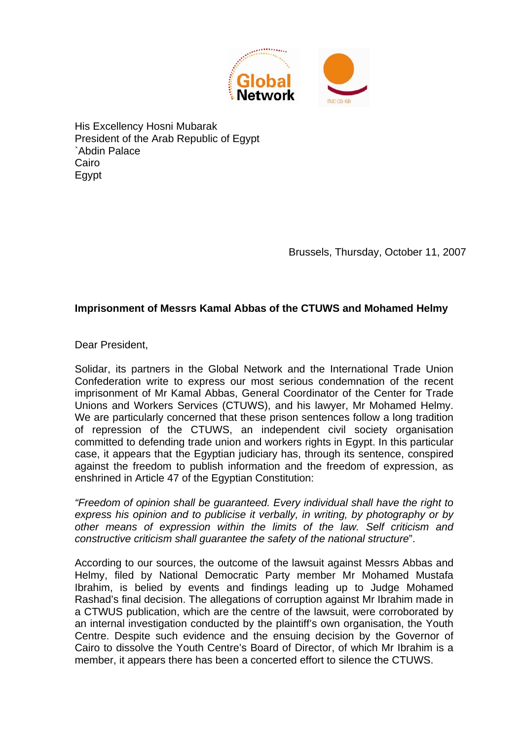His Excellency Hosni Mubarak
President of the Arab Republic of Egypt
`Abdin Palace
Cairo
Egypt

Brussels, Thursday, October 11, 2007

**Imprisonment of Messrs Kamal Abbas of the CTUWS and Mohamed Helmy**

Dear President,

Solidar, its partners in the Global Network and the International Trade Union Confederation write to express our most serious condemnation of the recent imprisonment of Mr Kamal Abbas, General Coordinator of the Center for Trade Unions and Workers Services (CTUWS), and his lawyer, Mr Mohamed Helmy. We are particularly concerned that these prison sentences follow a long tradition of repression of the CTUWS, an independent civil society organisation committed to defending trade union and workers rights in Egypt. In this particular case, it appears that the Egyptian judiciary has, through its sentence, conspired against the freedom to publish information and the freedom of expression, as enshrined in Article 47 of the Egyptian Constitution:

*"Freedom of opinion shall be guaranteed. Every individual shall have the right to express his opinion and to publicise it verbally, in writing, by photography or by other means of expression within the limits of the law. Self criticism and constructive criticism shall guarantee the safety of the national structure*".

According to our sources, the outcome of the lawsuit against Messrs Abbas and Helmy, filed by National Democratic Party member Mr Mohamed Mustafa Ibrahim, is belied by events and findings leading up to Judge Mohamed Rashad's final decision. The allegations of corruption against Mr Ibrahim made in a CTWUS publication, which are the centre of the lawsuit, were corroborated by an internal investigation conducted by the plaintiff's own organisation, the Youth Centre. Despite such evidence and the ensuing decision by the Governor of Cairo to dissolve the Youth Centre's Board of Director, of which Mr Ibrahim is a member, it appears there has been a concerted effort to silence the CTUWS.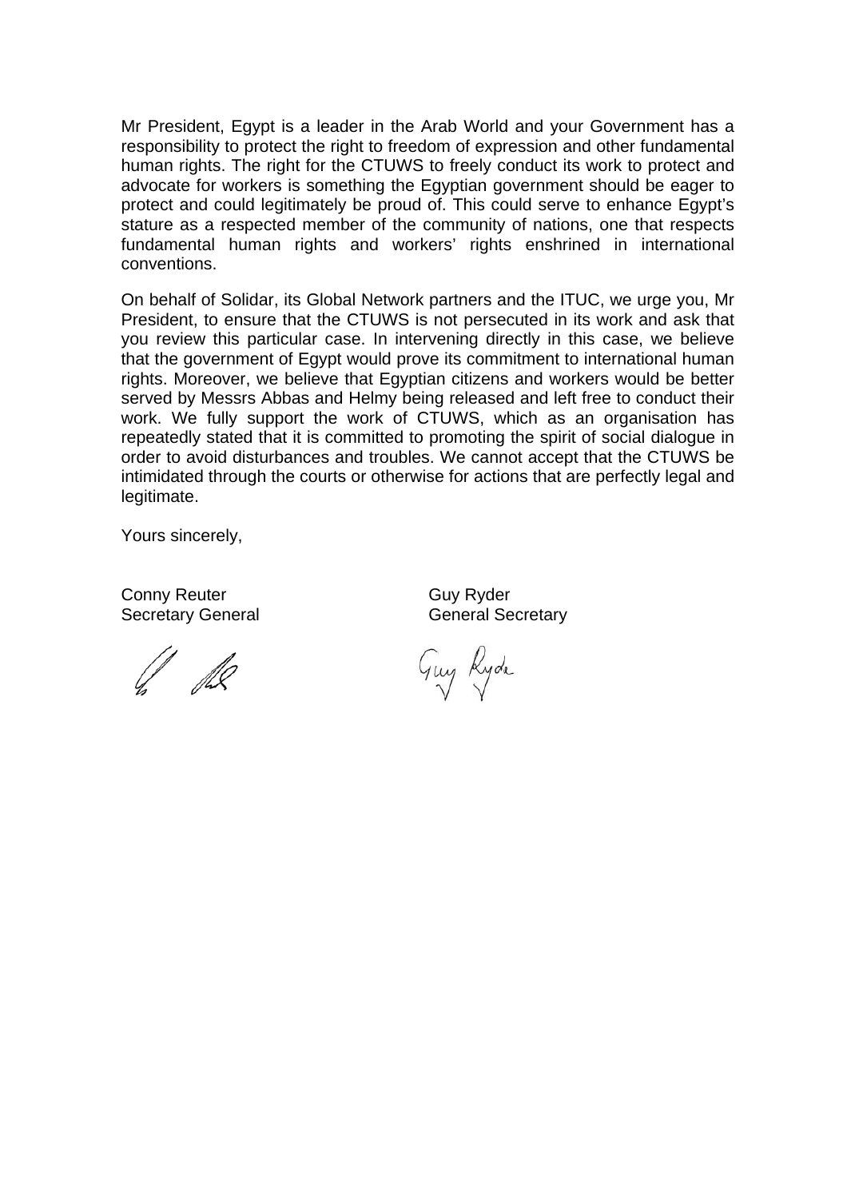Mr President, Egypt is a leader in the Arab World and your Government has a responsibility to protect the right to freedom of expression and other fundamental human rights. The right for the CTUWS to freely conduct its work to protect and advocate for workers is something the Egyptian government should be eager to protect and could legitimately be proud of. This could serve to enhance Egypt's stature as a respected member of the community of nations, one that respects fundamental human rights and workers' rights enshrined in international conventions.

On behalf of Solidar, its Global Network partners and the ITUC, we urge you, Mr President, to ensure that the CTUWS is not persecuted in its work and ask that you review this particular case. In intervening directly in this case, we believe that the government of Egypt would prove its commitment to international human rights. Moreover, we believe that Egyptian citizens and workers would be better served by Messrs Abbas and Helmy being released and left free to conduct their work. We fully support the work of CTUWS, which as an organisation has repeatedly stated that it is committed to promoting the spirit of social dialogue in order to avoid disturbances and troubles. We cannot accept that the CTUWS be intimidated through the courts or otherwise for actions that are perfectly legal and legitimate.

Yours sincerely,

Conny Reuter
Secretary General

Guy Ryder
General Secretary